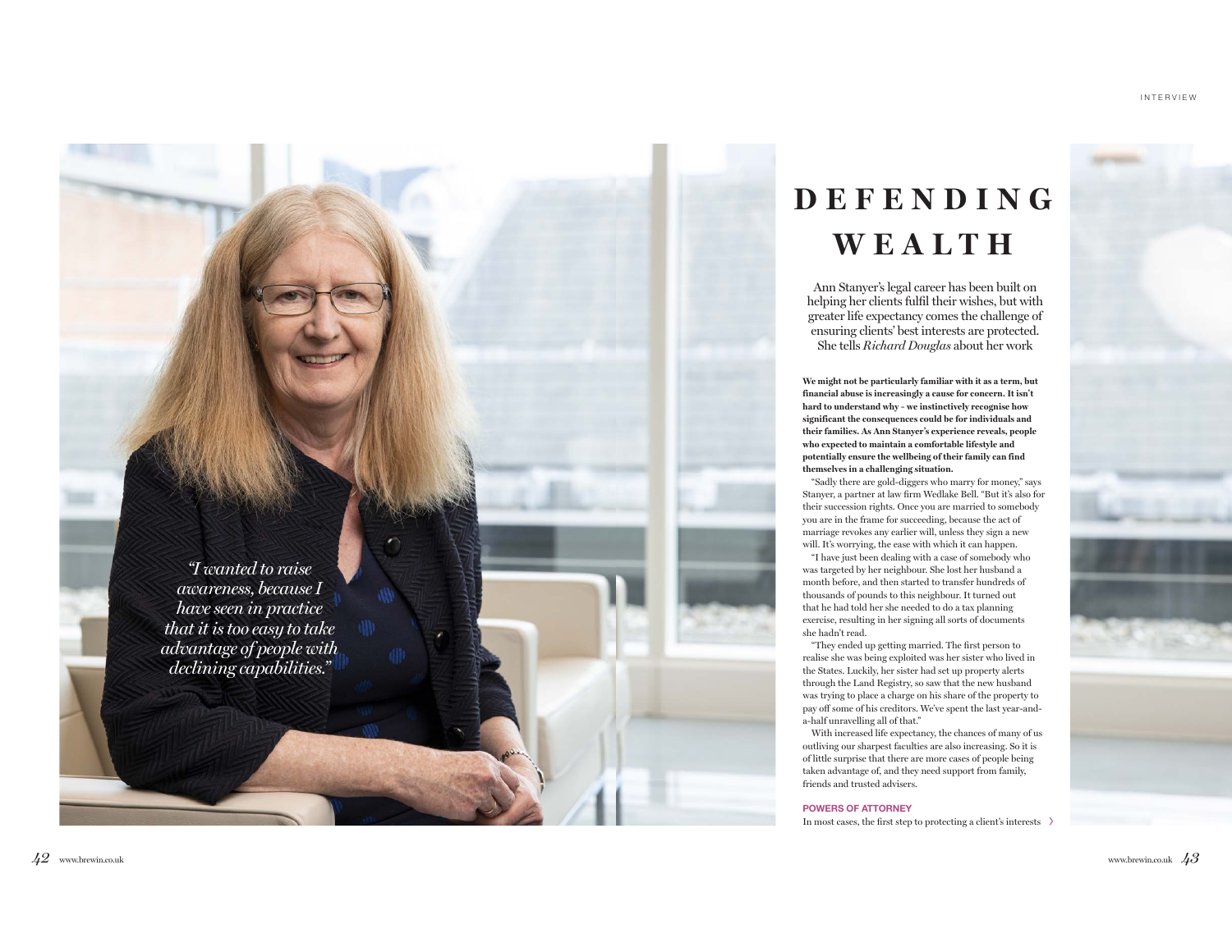# DEFENDING WEALTH

Ann Stanyer's legal career has been built on helping her clients fulfil their wishes, but with greater life expectancy comes the challenge of ensuring clients' best interests are protected. She tells *Richard Douglas* about her work

*"I wanted to raise awareness, because I have seen in practice that it is too easy to take advantage of people with declining capabilities."*

**We might not be particularly familiar with it as a term, but financial abuse is increasingly a cause for concern. It isn't hard to understand why – we instinctively recognise how significant the consequences could be for individuals and their families. As Ann Stanyer's experience reveals, people who expected to maintain a comfortable lifestyle and potentially ensure the wellbeing of their family can find themselves in a challenging situation.**

"Sadly there are gold-diggers who marry for money," says Stanyer, a partner at law firm Wedlake Bell. "But it's also for their succession rights. Once you are married to somebody you are in the frame for succeeding, because the act of marriage revokes any earlier will, unless they sign a new will. It's worrying, the ease with which it can happen.

"I have just been dealing with a case of somebody who was targeted by her neighbour. She lost her husband a month before, and then started to transfer hundreds of thousands of pounds to this neighbour. It turned out that he had told her she needed to do a tax planning exercise, resulting in her signing all sorts of documents she hadn't read.

"They ended up getting married. The first person to realise she was being exploited was her sister who lived in the States. Luckily, her sister had set up property alerts through the Land Registry, so saw that the new husband was trying to place a charge on his share of the property to pay off some of his creditors. We've spent the last year-and-a-half unravelling all of that."

With increased life expectancy, the chances of many of us outliving our sharpest faculties are also increasing. So it is of little surprise that there are more cases of people being taken advantage of, and they need support from family, friends and trusted advisers.

## POWERS OF ATTORNEY

In most cases, the first step to protecting a client's interests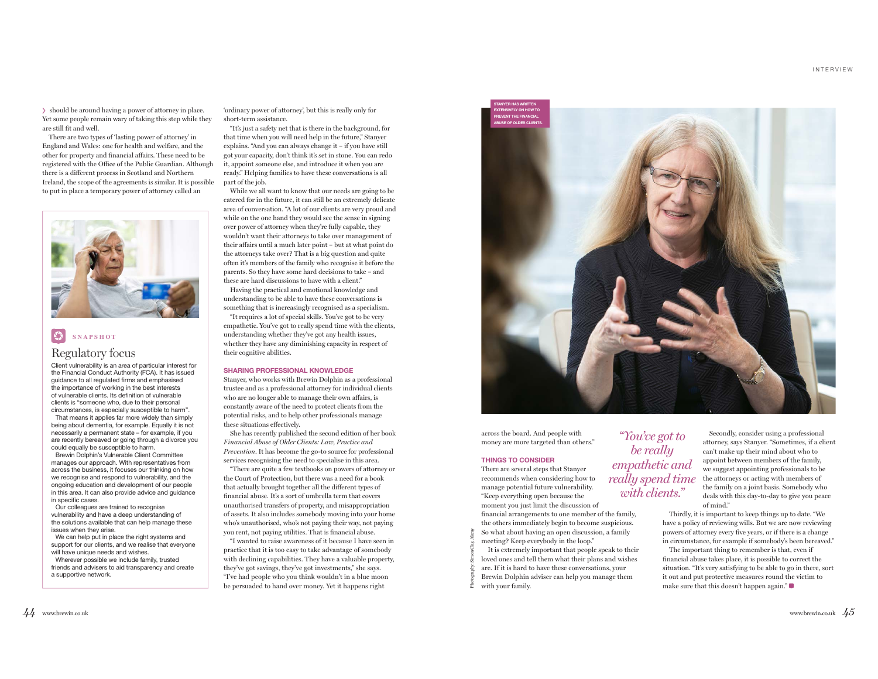should be around having a power of attorney in place. Yet some people remain wary of taking this step while they are still fit and well.

There are two types of 'lasting power of attorney' in England and Wales: one for health and welfare, and the other for property and financial affairs. These need to be registered with the Office of the Public Guardian. Although there is a different process in Scotland and Northern Ireland, the scope of the agreements is similar. It is possible to put in place a temporary power of attorney called an 'ordinary power of attorney', but this is really only for short-term assistance.

"It's just a safety net that is there in the background, for that time when you will need help in the future," Stanyer explains. "And you can always change it – if you have still got your capacity, don't think it's set in stone. You can redo it, appoint someone else, and introduce it when you are ready." Helping families to have these conversations is all part of the job.

While we all want to know that our needs are going to be catered for in the future, it can still be an extremely delicate area of conversation. "A lot of our clients are very proud and while on the one hand they would see the sense in signing over power of attorney when they're fully capable, they wouldn't want their attorneys to take over management of their affairs until a much later point – but at what point do the attorneys take over? That is a big question and quite often it's members of the family who recognise it before the parents. So they have some hard decisions to take – and these are hard discussions to have with a client."

Having the practical and emotional knowledge and understanding to be able to have these conversations is something that is increasingly recognised as a specialism.

"It requires a lot of special skills. You've got to be very empathetic. You've got to really spend time with the clients, understanding whether they've got any health issues, whether they have any diminishing capacity in respect of their cognitive abilities.

## SHARING PROFESSIONAL KNOWLEDGE

Stanyer, who works with Brewin Dolphin as a professional trustee and as a professional attorney for individual clients who are no longer able to manage their own affairs, is constantly aware of the need to protect clients from the potential risks, and to help other professionals manage these situations effectively.

She has recently published the second edition of her book *Financial Abuse of Older Clients: Law, Practice and Prevention*. It has become the go-to source for professional services recognising the need to specialise in this area.

"There are quite a few textbooks on powers of attorney or the Court of Protection, but there was a need for a book that actually brought together all the different types of financial abuse. It's a sort of umbrella term that covers unauthorised transfers of property, and misappropriation of assets. It also includes somebody moving into your home who's unauthorised, who's not paying their way, not paying you rent, not paying utilities. That is financial abuse.

"I wanted to raise awareness of it because I have seen in practice that it is too easy to take advantage of somebody with declining capabilities. They have a valuable property, they've got savings, they've got investments," she says. "I've had people who you think wouldn't in a blue moon be persuaded to hand over money. Yet it happens right across the board. And people with money are more targeted than others."

## THINGS TO CONSIDER

There are several steps that Stanyer recommends when considering how to manage potential future vulnerability. "Keep everything open because the moment you just limit the discussion of financial arrangements to one member of the family, the others immediately begin to become suspicious. So what about having an open discussion, a family meeting? Keep everybody in the loop."

It is extremely important that people speak to their loved ones and tell them what their plans and wishes are. If it is hard to have these conversations, your Brewin Dolphin adviser can help you manage them with your family.

> *"You've got to be really empathetic and really spend time with clients."*

Secondly, consider using a professional attorney, says Stanyer. "Sometimes, if a client can't make up their mind about who to appoint between members of the family, we suggest appointing professionals to be the attorneys or acting with members of the family on a joint basis. Somebody who deals with this day-to-day to give you peace of mind."

Thirdly, it is important to keep things up to date. "We have a policy of reviewing wills. But we are now reviewing powers of attorney every five years, or if there is a change in circumstance, for example if somebody's been bereaved."

The important thing to remember is that, even if financial abuse takes place, it is possible to correct the situation. "It's very satisfying to be able to go in there, sort it out and put protective measures round the victim to make sure that this doesn't happen again."

---

### SNAPSHOT

## Regulatory focus

Client vulnerability is an area of particular interest for the Financial Conduct Authority (FCA). It has issued guidance to all regulated firms and emphasised the importance of working in the best interests of vulnerable clients. Its definition of vulnerable clients is "someone who, due to their personal circumstances, is especially susceptible to harm".

That means it applies far more widely than simply being about dementia, for example. Equally it is not necessarily a permanent state – for example, if you are recently bereaved or going through a divorce you could equally be susceptible to harm.

Brewin Dolphin's Vulnerable Client Committee manages our approach. With representatives from across the business, it focuses our thinking on how we recognise and respond to vulnerability, and the ongoing education and development of our people in this area. It can also provide advice and guidance in specific cases.

Our colleagues are trained to recognise vulnerability and have a deep understanding of the solutions available that can help manage these issues when they arise.

We can help put in place the right systems and support for our clients, and we realise that everyone will have unique needs and wishes.

Wherever possible we include family, trusted friends and advisers to aid transparency and create a supportive network.

---

STANYER HAS WRITTEN EXTENSIVELY ON HOW TO PREVENT THE FINANCIAL ABUSE OF OLDER CLIENTS.

Photography: SimonClay, Alamy